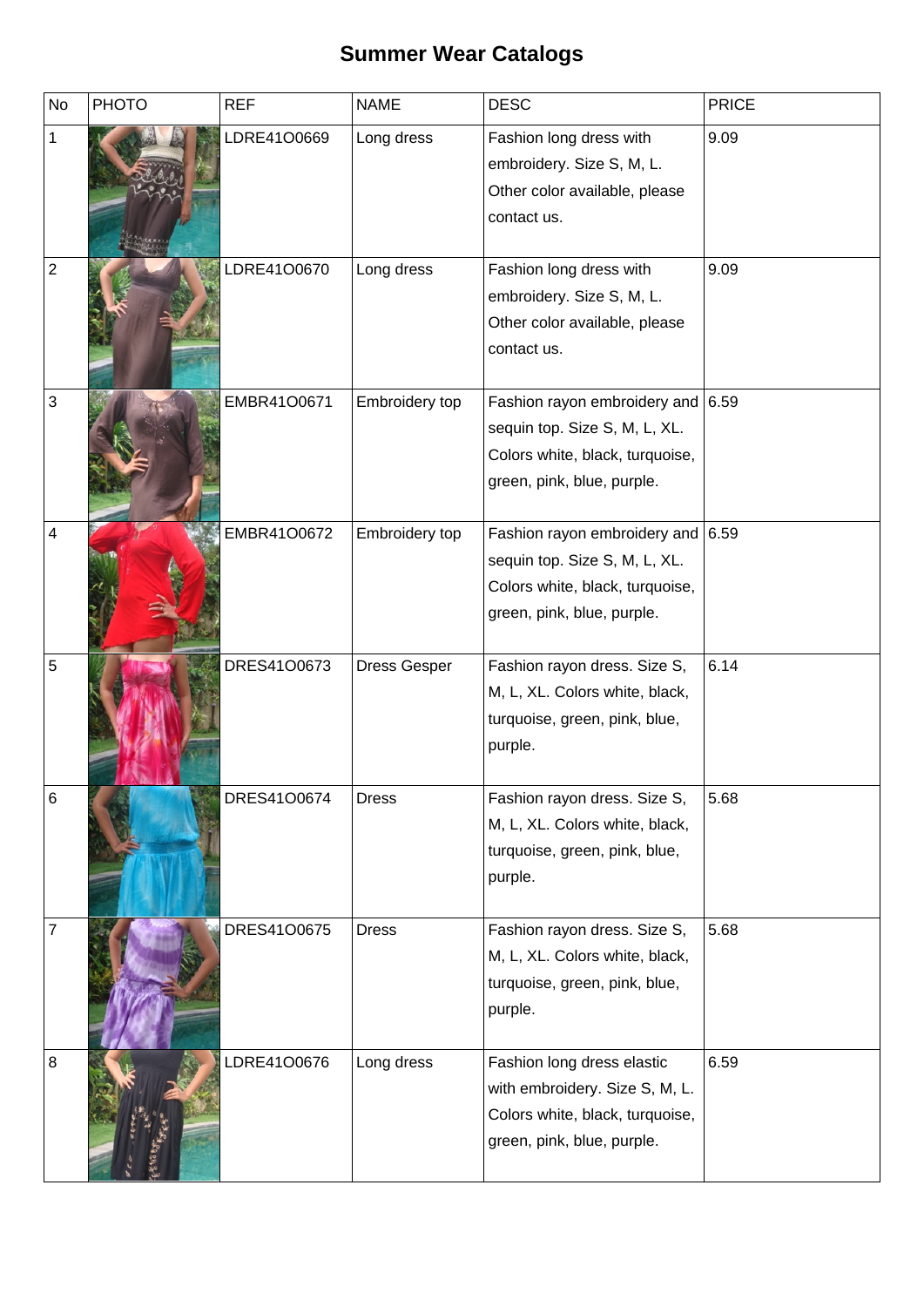# Summer Wear Catalogs

| No | PHOTO | REF | NAME | DESC | PRICE |
|---|---|---|---|---|---|
| 1 | | LDRE41O0669 | Long dress | Fashion long dress with embroidery. Size S, M, L. Other color available, please contact us. | 9.09 |
| 2 | | LDRE41O0670 | Long dress | Fashion long dress with embroidery. Size S, M, L. Other color available, please contact us. | 9.09 |
| 3 | | EMBR41O0671 | Embroidery top | Fashion rayon embroidery and sequin top. Size S, M, L, XL. Colors white, black, turquoise, green, pink, blue, purple. | 6.59 |
| 4 | | EMBR41O0672 | Embroidery top | Fashion rayon embroidery and sequin top. Size S, M, L, XL. Colors white, black, turquoise, green, pink, blue, purple. | 6.59 |
| 5 | | DRES41O0673 | Dress Gesper | Fashion rayon dress. Size S, M, L, XL. Colors white, black, turquoise, green, pink, blue, purple. | 6.14 |
| 6 | | DRES41O0674 | Dress | Fashion rayon dress. Size S, M, L, XL. Colors white, black, turquoise, green, pink, blue, purple. | 5.68 |
| 7 | | DRES41O0675 | Dress | Fashion rayon dress. Size S, M, L, XL. Colors white, black, turquoise, green, pink, blue, purple. | 5.68 |
| 8 | | LDRE41O0676 | Long dress | Fashion long dress elastic with embroidery. Size S, M, L. Colors white, black, turquoise, green, pink, blue, purple. | 6.59 |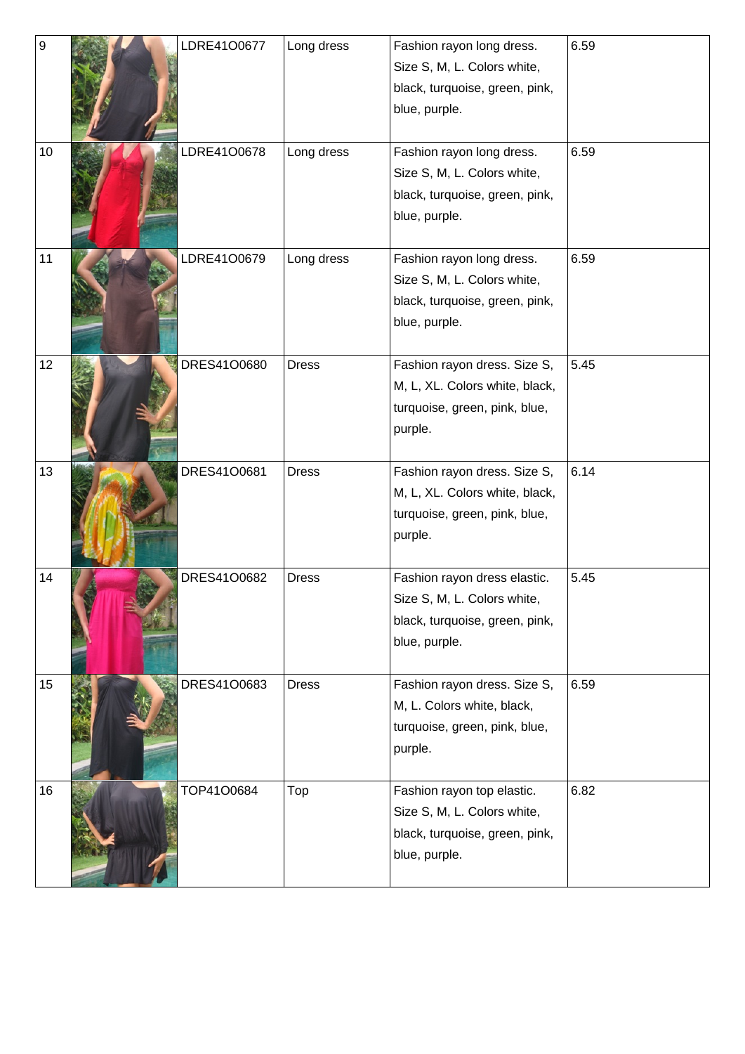| | | | | | |
|---|---|---|---|---|---|
| 9 | | LDRE41O0677 | Long dress | Fashion rayon long dress. Size S, M, L. Colors white, black, turquoise, green, pink, blue, purple. | 6.59 |
| 10 | | LDRE41O0678 | Long dress | Fashion rayon long dress. Size S, M, L. Colors white, black, turquoise, green, pink, blue, purple. | 6.59 |
| 11 | | LDRE41O0679 | Long dress | Fashion rayon long dress. Size S, M, L. Colors white, black, turquoise, green, pink, blue, purple. | 6.59 |
| 12 | | DRES41O0680 | Dress | Fashion rayon dress. Size S, M, L, XL. Colors white, black, turquoise, green, pink, blue, purple. | 5.45 |
| 13 | | DRES41O0681 | Dress | Fashion rayon dress. Size S, M, L, XL. Colors white, black, turquoise, green, pink, blue, purple. | 6.14 |
| 14 | | DRES41O0682 | Dress | Fashion rayon dress elastic. Size S, M, L. Colors white, black, turquoise, green, pink, blue, purple. | 5.45 |
| 15 | | DRES41O0683 | Dress | Fashion rayon dress. Size S, M, L. Colors white, black, turquoise, green, pink, blue, purple. | 6.59 |
| 16 | | TOP41O0684 | Top | Fashion rayon top elastic. Size S, M, L. Colors white, black, turquoise, green, pink, blue, purple. | 6.82 |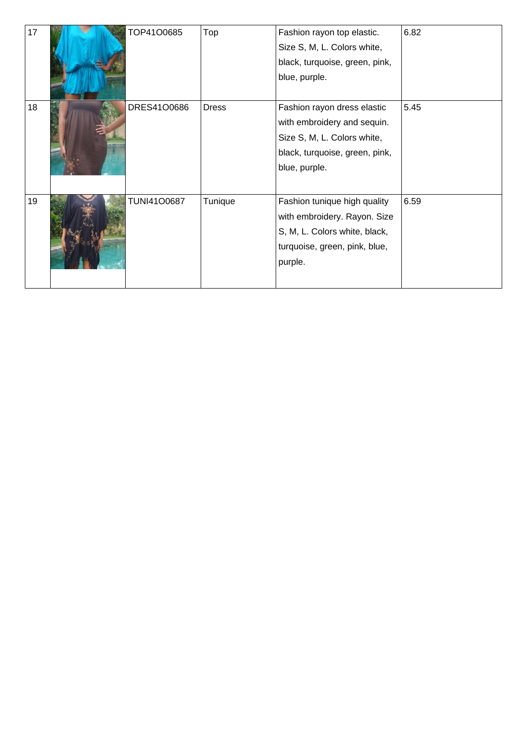| | | | | | |
|---|---|---|---|---|---|
| 17 | | TOP41O0685 | Top | Fashion rayon top elastic. Size S, M, L. Colors white, black, turquoise, green, pink, blue, purple. | 6.82 |
| 18 | | DRES41O0686 | Dress | Fashion rayon dress elastic with embroidery and sequin. Size S, M, L. Colors white, black, turquoise, green, pink, blue, purple. | 5.45 |
| 19 | | TUNI41O0687 | Tunique | Fashion tunique high quality with embroidery. Rayon. Size S, M, L. Colors white, black, turquoise, green, pink, blue, purple. | 6.59 |